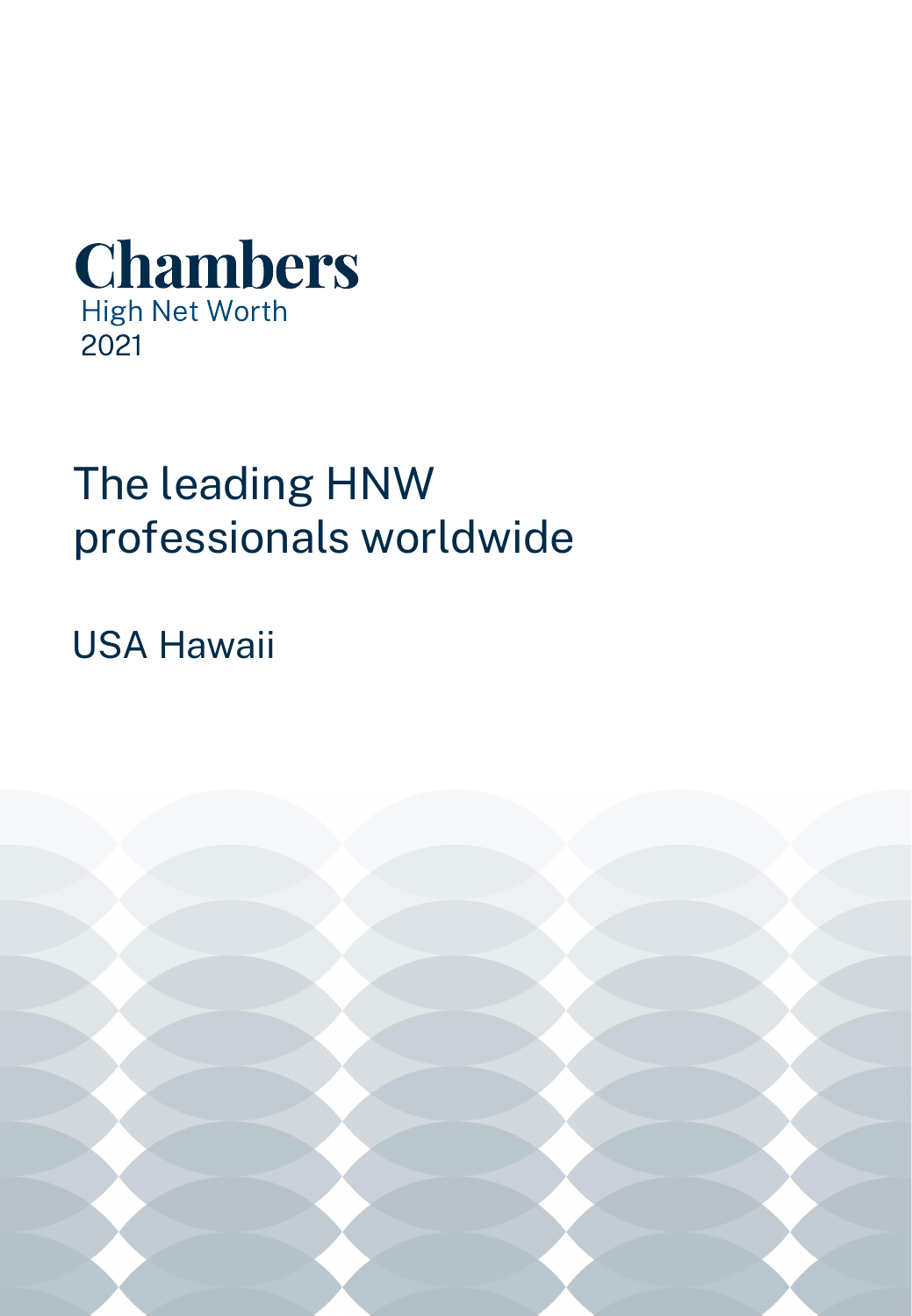# Chambers

High Net Worth

2021

## The leading HNW professionals worldwide

USA Hawaii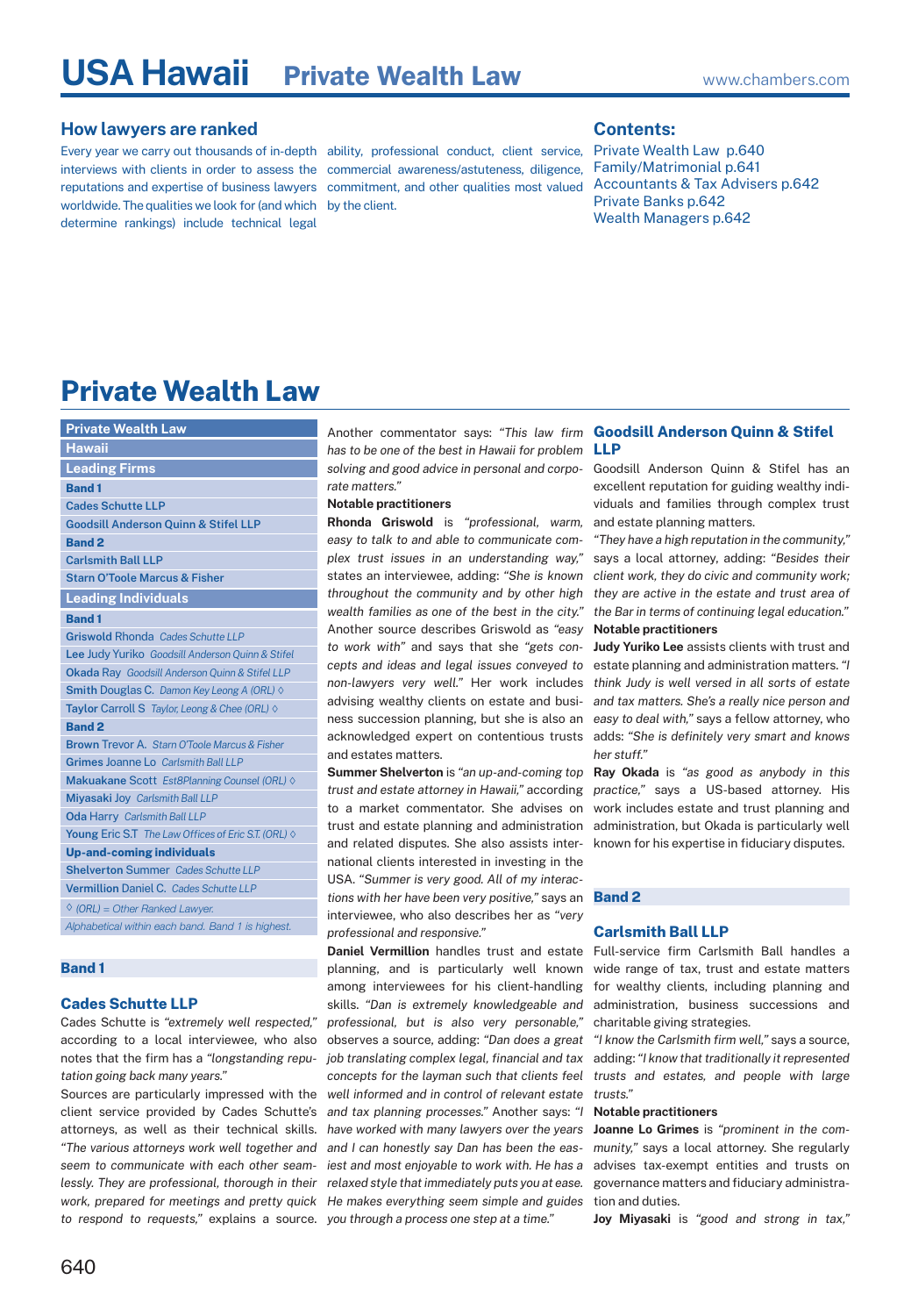# USA Hawaii Private Wealth Law

## How lawyers are ranked

Every year we carry out thousands of in-depth interviews with clients in order to assess the reputations and expertise of business lawyers worldwide. The qualities we look for (and which determine rankings) include technical legal ability, professional conduct, client service, commercial awareness/astuteness, diligence, commitment, and other qualities most valued by the client.

## Contents:

Private Wealth Law p.640
Family/Matrimonial p.641
Accountants & Tax Advisers p.642
Private Banks p.642
Wealth Managers p.642

# Private Wealth Law

| Private Wealth Law |
|---|
| **Hawaii** |
| **Leading Firms** |
| **Band 1** |
| Cades Schutte LLP |
| Goodsill Anderson Quinn & Stifel LLP |
| **Band 2** |
| Carlsmith Ball LLP |
| Starn O'Toole Marcus & Fisher |
| **Leading Individuals** |
| **Band 1** |
| Griswold Rhonda *Cades Schutte LLP* |
| Lee Judy Yuriko *Goodsill Anderson Quinn & Stifel* |
| Okada Ray *Goodsill Anderson Quinn & Stifel LLP* |
| Smith Douglas C. *Damon Key Leong A (ORL)* ◊ |
| Taylor Carroll S *Taylor, Leong & Chee (ORL)* ◊ |
| **Band 2** |
| Brown Trevor A. *Starn O'Toole Marcus & Fisher* |
| Grimes Joanne Lo *Carlsmith Ball LLP* |
| Makuakane Scott *Est8Planning Counsel (ORL)* ◊ |
| Miyasaki Joy *Carlsmith Ball LLP* |
| Oda Harry *Carlsmith Ball LLP* |
| Young Eric S.T *The Law Offices of Eric S.T. (ORL)* ◊ |
| **Up-and-coming individuals** |
| Shelverton Summer *Cades Schutte LLP* |
| Vermillion Daniel C. *Cades Schutte LLP* |
| *◊ (ORL) = Other Ranked Lawyer.* |
| *Alphabetical within each band. Band 1 is highest.* |

## Band 1

### Cades Schutte LLP

Cades Schutte is *"extremely well respected,"* according to a local interviewee, who also notes that the firm has a *"longstanding reputation going back many years."*

Sources are particularly impressed with the client service provided by Cades Schutte's attorneys, as well as their technical skills. *"The various attorneys work well together and seem to communicate with each other seamlessly. They are professional, thorough in their work, prepared for meetings and pretty quick to respond to requests,"* explains a source. Another commentator says: *"This law firm has to be one of the best in Hawaii for problem solving and good advice in personal and corporate matters."*

**Notable practitioners**

**Rhonda Griswold** is *"professional, warm, easy to talk to and able to communicate complex trust issues in an understanding way,"* states an interviewee, adding: *"She is known throughout the community and by other high wealth families as one of the best in the city."* Another source describes Griswold as *"easy to work with"* and says that she *"gets concepts and ideas and legal issues conveyed to non-lawyers very well."* Her work includes advising wealthy clients on estate and business succession planning, but she is also an acknowledged expert on contentious trusts and estates matters.

**Summer Shelverton** is *"an up-and-coming top trust and estate attorney in Hawaii,"* according to a market commentator. She advises on trust and estate planning and administration and related disputes. She also assists international clients interested in investing in the USA. *"Summer is very good. All of my interactions with her have been very positive,"* says an interviewee, who also describes her as *"very professional and responsive."*

**Daniel Vermillion** handles trust and estate planning, and is particularly well known among interviewees for his client-handling skills. *"Dan is extremely knowledgeable and professional, but is also very personable,"* observes a source, adding: *"Dan does a great job translating complex legal, financial and tax concepts for the layman such that clients feel well informed and in control of relevant estate and tax planning processes."* Another says: *"I have worked with many lawyers over the years and I can honestly say Dan has been the easiest and most enjoyable to work with. He has a relaxed style that immediately puts you at ease. He makes everything seem simple and guides you through a process one step at a time."*

### Goodsill Anderson Quinn & Stifel LLP

Goodsill Anderson Quinn & Stifel has an excellent reputation for guiding wealthy individuals and families through complex trust and estate planning matters.

*"They have a high reputation in the community,"* says a local attorney, adding: *"Besides their client work, they do civic and community work; they are active in the estate and trust area of the Bar in terms of continuing legal education."*

**Notable practitioners**

**Judy Yuriko Lee** assists clients with trust and estate planning and administration matters. *"I think Judy is well versed in all sorts of estate and tax matters. She's a really nice person and easy to deal with,"* says a fellow attorney, who adds: *"She is definitely very smart and knows her stuff."*

**Ray Okada** is *"as good as anybody in this practice,"* says a US-based attorney. His work includes estate and trust planning and administration, but Okada is particularly well known for his expertise in fiduciary disputes.

## Band 2

### Carlsmith Ball LLP

Full-service firm Carlsmith Ball handles a wide range of tax, trust and estate matters for wealthy clients, including planning and administration, business successions and charitable giving strategies.

*"I know the Carlsmith firm well,"* says a source, adding: *"I know that traditionally it represented trusts and estates, and people with large trusts."*

**Notable practitioners**

**Joanne Lo Grimes** is *"prominent in the community,"* says a local attorney. She regularly advises tax-exempt entities and trusts on governance matters and fiduciary administration and duties.

**Joy Miyasaki** is *"good and strong in tax,"*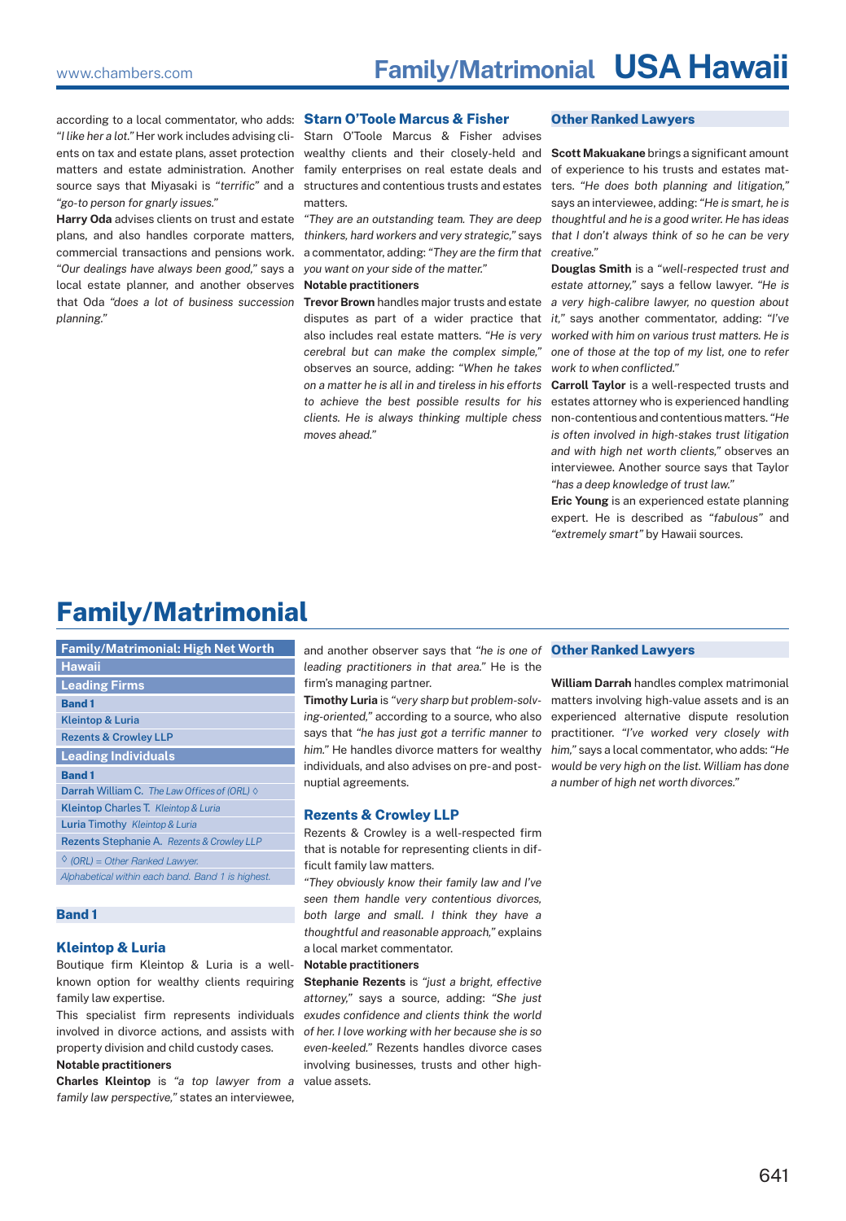according to a local commentator, who adds: *"I like her a lot."* Her work includes advising clients on tax and estate plans, asset protection matters and estate administration. Another source says that Miyasaki is *"terrific"* and a *"go-to person for gnarly issues."*

**Harry Oda** advises clients on trust and estate plans, and also handles corporate matters, commercial transactions and pensions work. *"Our dealings have always been good,"* says a local estate planner, and another observes that Oda *"does a lot of business succession planning."*

### Starn O'Toole Marcus & Fisher

Starn O'Toole Marcus & Fisher advises wealthy clients and their closely-held and family enterprises on real estate deals and structures and contentious trusts and estates matters.

*"They are an outstanding team. They are deep thinkers, hard workers and very strategic,"* says a commentator, adding: *"They are the firm that you want on your side of the matter."*

**Notable practitioners**

**Trevor Brown** handles major trusts and estate disputes as part of a wider practice that also includes real estate matters. *"He is very cerebral but can make the complex simple,"* observes an source, adding: *"When he takes on a matter he is all in and tireless in his efforts to achieve the best possible results for his clients. He is always thinking multiple chess moves ahead."*

### Other Ranked Lawyers

**Scott Makuakane** brings a significant amount of experience to his trusts and estates matters. *"He does both planning and litigation,"* says an interviewee, adding: *"He is smart, he is thoughtful and he is a good writer. He has ideas that I don't always think of so he can be very creative."*

**Douglas Smith** is a *"well-respected trust and estate attorney,"* says a fellow lawyer. *"He is a very high-calibre lawyer, no question about it,"* says another commentator, adding: *"I've worked with him on various trust matters. He is one of those at the top of my list, one to refer work to when conflicted."*

**Carroll Taylor** is a well-respected trusts and estates attorney who is experienced handling non-contentious and contentious matters. *"He is often involved in high-stakes trust litigation and with high net worth clients,"* observes an interviewee. Another source says that Taylor *"has a deep knowledge of trust law."*

**Eric Young** is an experienced estate planning expert. He is described as *"fabulous"* and *"extremely smart"* by Hawaii sources.

# Family/Matrimonial

| Family/Matrimonial: High Net Worth |
|---|
| Hawaii |
| **Leading Firms** |
| **Band 1** |
| Kleintop & Luria |
| Rezents & Crowley LLP |
| **Leading Individuals** |
| **Band 1** |
| **Darrah** William C. *The Law Offices of (ORL)* ◊ |
| **Kleintop** Charles T. *Kleintop & Luria* |
| **Luria** Timothy *Kleintop & Luria* |
| **Rezents** Stephanie A. *Rezents & Crowley LLP* |
| *◊ (ORL) = Other Ranked Lawyer.* |
| *Alphabetical within each band. Band 1 is highest.* |

## Band 1

### Kleintop & Luria

Boutique firm Kleintop & Luria is a well-known option for wealthy clients requiring family law expertise.

This specialist firm represents individuals involved in divorce actions, and assists with property division and child custody cases.

**Notable practitioners**

**Charles Kleintop** is *"a top lawyer from a family law perspective,"* states an interviewee, and another observer says that *"he is one of leading practitioners in that area."* He is the firm's managing partner.

**Timothy Luria** is *"very sharp but problem-solving-oriented,"* according to a source, who also says that *"he has just got a terrific manner to him."* He handles divorce matters for wealthy individuals, and also advises on pre-and post-nuptial agreements.

### Rezents & Crowley LLP

Rezents & Crowley is a well-respected firm that is notable for representing clients in difficult family law matters.

*"They obviously know their family law and I've seen them handle very contentious divorces, both large and small. I think they have a thoughtful and reasonable approach,"* explains a local market commentator.

**Notable practitioners**

**Stephanie Rezents** is *"just a bright, effective attorney,"* says a source, adding: *"She just exudes confidence and clients think the world of her. I love working with her because she is so even-keeled."* Rezents handles divorce cases involving businesses, trusts and other high-value assets.

### Other Ranked Lawyers

**William Darrah** handles complex matrimonial matters involving high-value assets and is an experienced alternative dispute resolution practitioner. *"I've worked very closely with him,"* says a local commentator, who adds: *"He would be very high on the list. William has done a number of high net worth divorces."*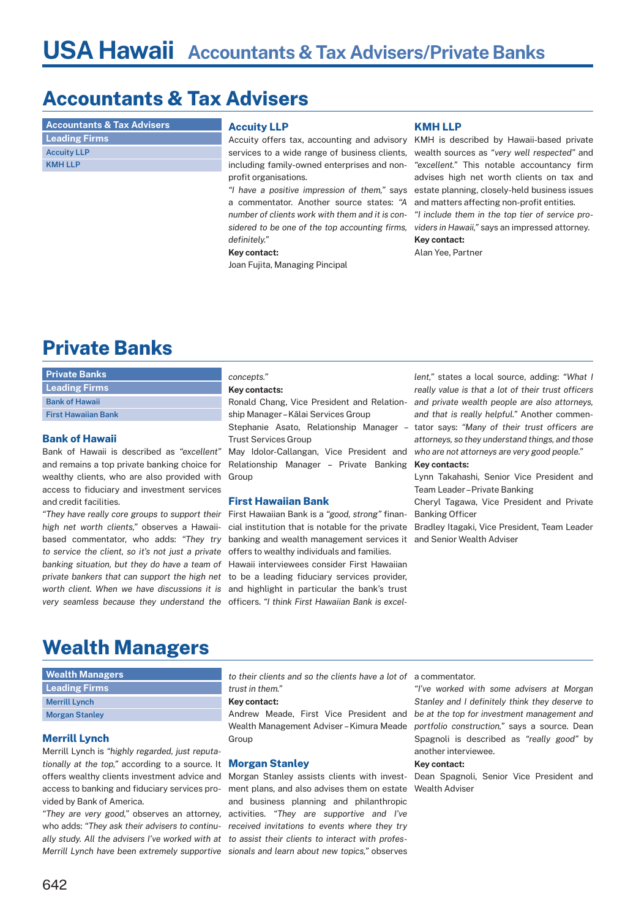# USA Hawaii Accountants & Tax Advisers/Private Banks

## Accountants & Tax Advisers

| Accountants & Tax Advisers |
|---|
| **Leading Firms** |
| Accuity LLP |
| KMH LLP |

### Accuity LLP

Accuity offers tax, accounting and advisory services to a wide range of business clients, including family-owned enterprises and non-profit organisations.

*"I have a positive impression of them,"* says a commentator. Another source states: *"A number of clients work with them and it is considered to be one of the top accounting firms, definitely."*

**Key contact:**

Joan Fujita, Managing Pincipal

### KMH LLP

KMH is described by Hawaii-based private wealth sources as *"very well respected"* and *"excellent."* This notable accountancy firm advises high net worth clients on tax and estate planning, closely-held business issues and matters affecting non-profit entities.

*"I include them in the top tier of service providers in Hawaii,"* says an impressed attorney.

**Key contact:**

Alan Yee, Partner

## Private Banks

| Private Banks |
|---|
| **Leading Firms** |
| Bank of Hawaii |
| First Hawaiian Bank |

### Bank of Hawaii

Bank of Hawaii is described as *"excellent"* and remains a top private banking choice for wealthy clients, who are also provided with access to fiduciary and investment services and credit facilities.

*"They have really core groups to support their high net worth clients,"* observes a Hawaii-based commentator, who adds: *"They try to service the client, so it's not just a private banking situation, but they do have a team of private bankers that can support the high net worth client. When we have discussions it is very seamless because they understand the concepts."*

**Key contacts:**

Ronald Chang, Vice President and Relationship Manager – Kālai Services Group

Stephanie Asato, Relationship Manager – Trust Services Group

May Idolor-Callangan, Vice President and Relationship Manager – Private Banking Group

### First Hawaiian Bank

First Hawaiian Bank is a *"good, strong"* financial institution that is notable for the private banking and wealth management services it offers to wealthy individuals and families.

Hawaii interviewees consider First Hawaiian to be a leading fiduciary services provider, and highlight in particular the bank's trust officers. *"I think First Hawaiian Bank is excellent,"* states a local source, adding: *"What I really value is that a lot of their trust officers and private wealth people are also attorneys, and that is really helpful."* Another commentator says: *"Many of their trust officers are attorneys, so they understand things, and those who are not attorneys are very good people."*

**Key contacts:**

Lynn Takahashi, Senior Vice President and Team Leader – Private Banking

Cheryl Tagawa, Vice President and Private Banking Officer

Bradley Itagaki, Vice President, Team Leader and Senior Wealth Adviser

## Wealth Managers

| Wealth Managers |
|---|
| **Leading Firms** |
| Merrill Lynch |
| Morgan Stanley |

### Merrill Lynch

Merrill Lynch is *"highly regarded, just reputationally at the top,"* according to a source. It offers wealthy clients investment advice and access to banking and fiduciary services provided by Bank of America.

*"They are very good,"* observes an attorney, who adds: *"They ask their advisers to continually study. All the advisers I've worked with at Merrill Lynch have been extremely supportive to their clients and so the clients have a lot of trust in them."*

**Key contact:**

Andrew Meade, First Vice President and Wealth Management Adviser – Kimura Meade Group

### Morgan Stanley

Morgan Stanley assists clients with investment plans, and also advises them on estate and business planning and philanthropic activities. *"They are supportive and I've received invitations to events where they try to assist their clients to interact with professionals and learn about new topics,"* observes a commentator.

*"I've worked with some advisers at Morgan Stanley and I definitely think they deserve to be at the top for investment management and portfolio construction,"* says a source. Dean Spagnoli is described as *"really good"* by another interviewee.

**Key contact:**

Dean Spagnoli, Senior Vice President and Wealth Adviser